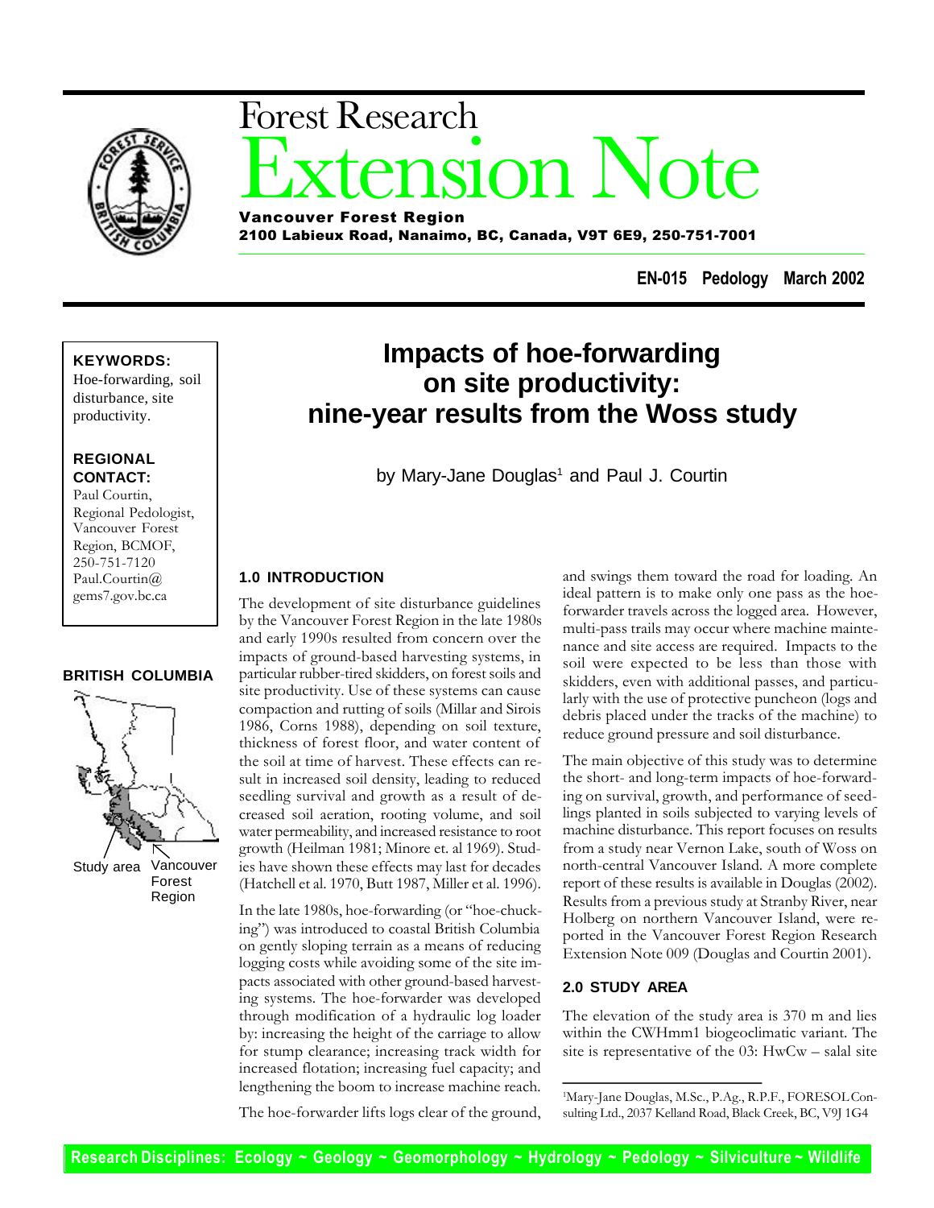# Forest Research Extension Note

**Vancouver Forest Region**
**2100 Labieux Road, Nanaimo, BC, Canada, V9T 6E9, 250-751-7001**

**EN-015 Pedology March 2002**

**KEYWORDS:**
Hoe-forwarding, soil disturbance, site productivity.

**REGIONAL CONTACT:**
Paul Courtin,
Regional Pedologist,
Vancouver Forest Region, BCMOF,
250-751-7120
Paul.Courtin@gems7.gov.bc.ca

**BRITISH COLUMBIA**

Study area Vancouver Forest Region

## Impacts of hoe-forwarding on site productivity: nine-year results from the Woss study

by Mary-Jane Douglas[1] and Paul J. Courtin

### 1.0 INTRODUCTION

The development of site disturbance guidelines by the Vancouver Forest Region in the late 1980s and early 1990s resulted from concern over the impacts of ground-based harvesting systems, in particular rubber-tired skidders, on forest soils and site productivity. Use of these systems can cause compaction and rutting of soils (Millar and Sirois 1986, Corns 1988), depending on soil texture, thickness of forest floor, and water content of the soil at time of harvest. These effects can result in increased soil density, leading to reduced seedling survival and growth as a result of decreased soil aeration, rooting volume, and soil water permeability, and increased resistance to root growth (Heilman 1981; Minore et. al 1969). Studies have shown these effects may last for decades (Hatchell et al. 1970, Butt 1987, Miller et al. 1996).

In the late 1980s, hoe-forwarding (or "hoe-chucking") was introduced to coastal British Columbia on gently sloping terrain as a means of reducing logging costs while avoiding some of the site impacts associated with other ground-based harvesting systems. The hoe-forwarder was developed through modification of a hydraulic log loader by: increasing the height of the carriage to allow for stump clearance; increasing track width for increased flotation; increasing fuel capacity; and lengthening the boom to increase machine reach.

The hoe-forwarder lifts logs clear of the ground, and swings them toward the road for loading. An ideal pattern is to make only one pass as the hoe-forwarder travels across the logged area. However, multi-pass trails may occur where machine maintenance and site access are required. Impacts to the soil were expected to be less than those with skidders, even with additional passes, and particularly with the use of protective puncheon (logs and debris placed under the tracks of the machine) to reduce ground pressure and soil disturbance.

The main objective of this study was to determine the short- and long-term impacts of hoe-forwarding on survival, growth, and performance of seedlings planted in soils subjected to varying levels of machine disturbance. This report focuses on results from a study near Vernon Lake, south of Woss on north-central Vancouver Island. A more complete report of these results is available in Douglas (2002). Results from a previous study at Stranby River, near Holberg on northern Vancouver Island, were reported in the Vancouver Forest Region Research Extension Note 009 (Douglas and Courtin 2001).

### 2.0 STUDY AREA

The elevation of the study area is 370 m and lies within the CWHmm1 biogeoclimatic variant. The site is representative of the 03: HwCw – salal site

[1]Mary-Jane Douglas, M.Sc., P.Ag., R.P.F., FORESOL Consulting Ltd., 2037 Kelland Road, Black Creek, BC, V9J 1G4

**Research Disciplines: Ecology ~ Geology ~ Geomorphology ~ Hydrology ~ Pedology ~ Silviculture ~ Wildlife**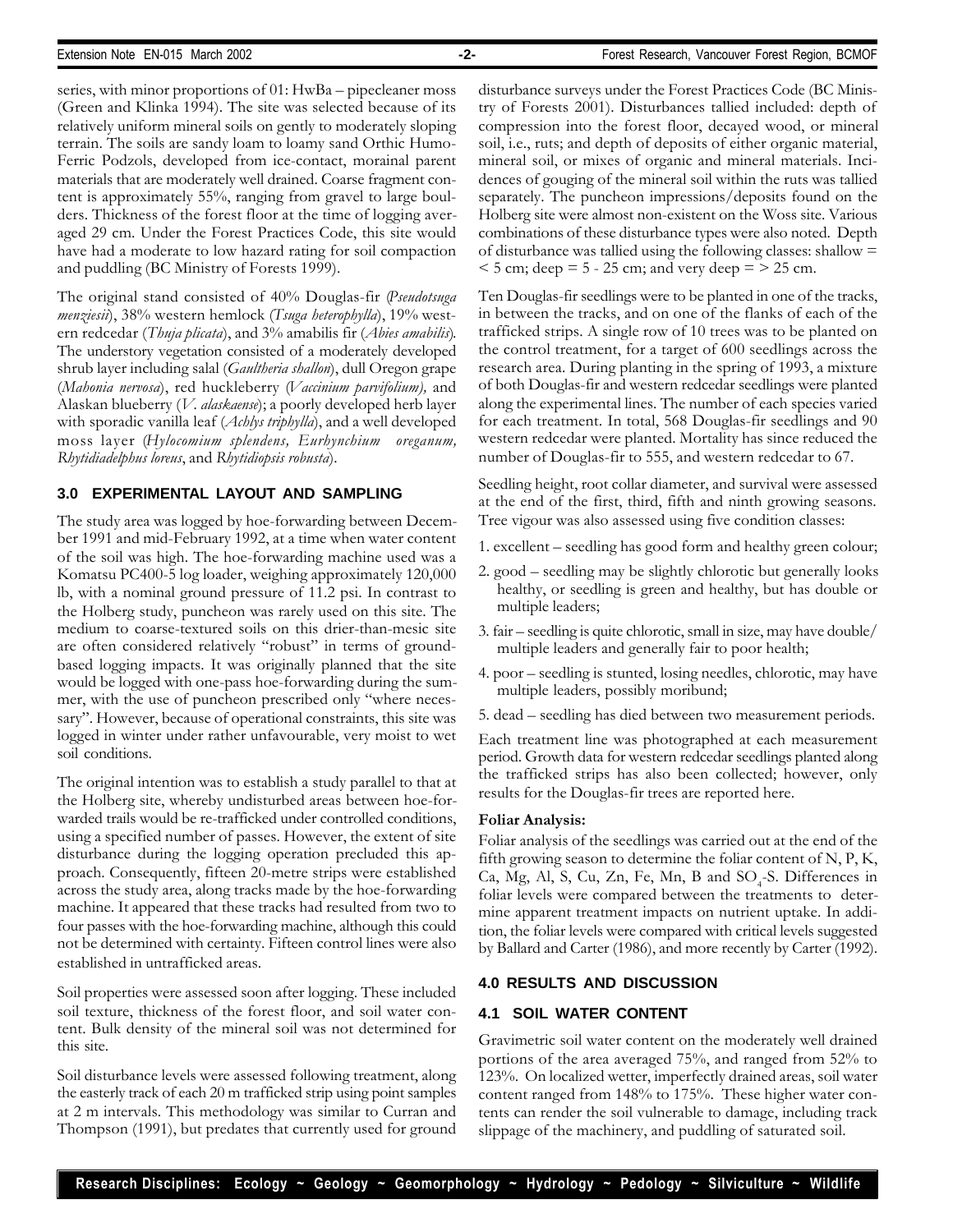series, with minor proportions of 01: HwBa – pipecleaner moss (Green and Klinka 1994). The site was selected because of its relatively uniform mineral soils on gently to moderately sloping terrain. The soils are sandy loam to loamy sand Orthic Humo-Ferric Podzols, developed from ice-contact, morainal parent materials that are moderately well drained. Coarse fragment content is approximately 55%, ranging from gravel to large boulders. Thickness of the forest floor at the time of logging averaged 29 cm. Under the Forest Practices Code, this site would have had a moderate to low hazard rating for soil compaction and puddling (BC Ministry of Forests 1999).

The original stand consisted of 40% Douglas-fir (*Pseudotsuga menziesii*), 38% western hemlock (*Tsuga heterophylla*), 19% western redcedar (*Thuja plicata*), and 3% amabilis fir (*Abies amabilis*). The understory vegetation consisted of a moderately developed shrub layer including salal (*Gaultheria shallon*), dull Oregon grape (*Mahonia nervosa*), red huckleberry (*Vaccinium parvifolium),* and Alaskan blueberry (*V. alaskaense*); a poorly developed herb layer with sporadic vanilla leaf (*Achlys triphylla*), and a well developed moss layer (*Hylocomium splendens, Eurhynchium oreganum, Rhytidiadelphus loreus*, and *Rhytidiopsis robusta*).

## 3.0 EXPERIMENTAL LAYOUT AND SAMPLING

The study area was logged by hoe-forwarding between December 1991 and mid-February 1992, at a time when water content of the soil was high. The hoe-forwarding machine used was a Komatsu PC400-5 log loader, weighing approximately 120,000 lb, with a nominal ground pressure of 11.2 psi. In contrast to the Holberg study, puncheon was rarely used on this site. The medium to coarse-textured soils on this drier-than-mesic site are often considered relatively "robust" in terms of ground-based logging impacts. It was originally planned that the site would be logged with one-pass hoe-forwarding during the summer, with the use of puncheon prescribed only "where necessary". However, because of operational constraints, this site was logged in winter under rather unfavourable, very moist to wet soil conditions.

The original intention was to establish a study parallel to that at the Holberg site, whereby undisturbed areas between hoe-forwarded trails would be re-trafficked under controlled conditions, using a specified number of passes. However, the extent of site disturbance during the logging operation precluded this approach. Consequently, fifteen 20-metre strips were established across the study area, along tracks made by the hoe-forwarding machine. It appeared that these tracks had resulted from two to four passes with the hoe-forwarding machine, although this could not be determined with certainty. Fifteen control lines were also established in untrafficked areas.

Soil properties were assessed soon after logging. These included soil texture, thickness of the forest floor, and soil water content. Bulk density of the mineral soil was not determined for this site.

Soil disturbance levels were assessed following treatment, along the easterly track of each 20 m trafficked strip using point samples at 2 m intervals. This methodology was similar to Curran and Thompson (1991), but predates that currently used for ground disturbance surveys under the Forest Practices Code (BC Ministry of Forests 2001). Disturbances tallied included: depth of compression into the forest floor, decayed wood, or mineral soil, i.e., ruts; and depth of deposits of either organic material, mineral soil, or mixes of organic and mineral materials. Incidences of gouging of the mineral soil within the ruts was tallied separately. The puncheon impressions/deposits found on the Holberg site were almost non-existent on the Woss site. Various combinations of these disturbance types were also noted. Depth of disturbance was tallied using the following classes: shallow = < 5 cm; deep = 5 - 25 cm; and very deep = > 25 cm.

Ten Douglas-fir seedlings were to be planted in one of the tracks, in between the tracks, and on one of the flanks of each of the trafficked strips. A single row of 10 trees was to be planted on the control treatment, for a target of 600 seedlings across the research area. During planting in the spring of 1993, a mixture of both Douglas-fir and western redcedar seedlings were planted along the experimental lines. The number of each species varied for each treatment. In total, 568 Douglas-fir seedlings and 90 western redcedar were planted. Mortality has since reduced the number of Douglas-fir to 555, and western redcedar to 67.

Seedling height, root collar diameter, and survival were assessed at the end of the first, third, fifth and ninth growing seasons. Tree vigour was also assessed using five condition classes:

1. excellent – seedling has good form and healthy green colour;
2. good – seedling may be slightly chlorotic but generally looks healthy, or seedling is green and healthy, but has double or multiple leaders;
3. fair – seedling is quite chlorotic, small in size, may have double/multiple leaders and generally fair to poor health;
4. poor – seedling is stunted, losing needles, chlorotic, may have multiple leaders, possibly moribund;
5. dead – seedling has died between two measurement periods.

Each treatment line was photographed at each measurement period. Growth data for western redcedar seedlings planted along the trafficked strips has also been collected; however, only results for the Douglas-fir trees are reported here.

**Foliar Analysis:**

Foliar analysis of the seedlings was carried out at the end of the fifth growing season to determine the foliar content of N, P, K, Ca, Mg, Al, S, Cu, Zn, Fe, Mn, B and $SO_4$-S. Differences in foliar levels were compared between the treatments to determine apparent treatment impacts on nutrient uptake. In addition, the foliar levels were compared with critical levels suggested by Ballard and Carter (1986), and more recently by Carter (1992).

## 4.0 RESULTS AND DISCUSSION

### 4.1 SOIL WATER CONTENT

Gravimetric soil water content on the moderately well drained portions of the area averaged 75%, and ranged from 52% to 123%. On localized wetter, imperfectly drained areas, soil water content ranged from 148% to 175%. These higher water contents can render the soil vulnerable to damage, including track slippage of the machinery, and puddling of saturated soil.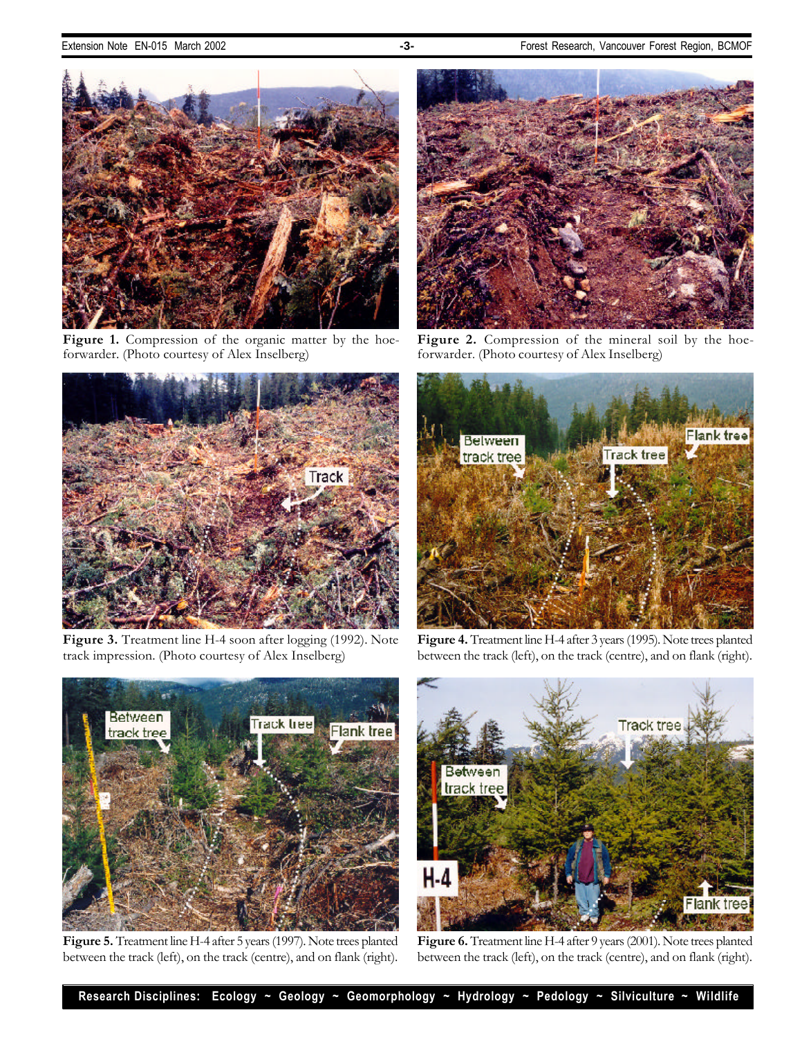**Figure 1.** Compression of the organic matter by the hoe-forwarder. (Photo courtesy of Alex Inselberg)

**Figure 2.** Compression of the mineral soil by the hoe-forwarder. (Photo courtesy of Alex Inselberg)

**Figure 3.** Treatment line H-4 soon after logging (1992). Note track impression. (Photo courtesy of Alex Inselberg)

**Figure 4.** Treatment line H-4 after 3 years (1995). Note trees planted between the track (left), on the track (centre), and on flank (right).

**Figure 5.** Treatment line H-4 after 5 years (1997). Note trees planted between the track (left), on the track (centre), and on flank (right).

**Figure 6.** Treatment line H-4 after 9 years (2001). Note trees planted between the track (left), on the track (centre), and on flank (right).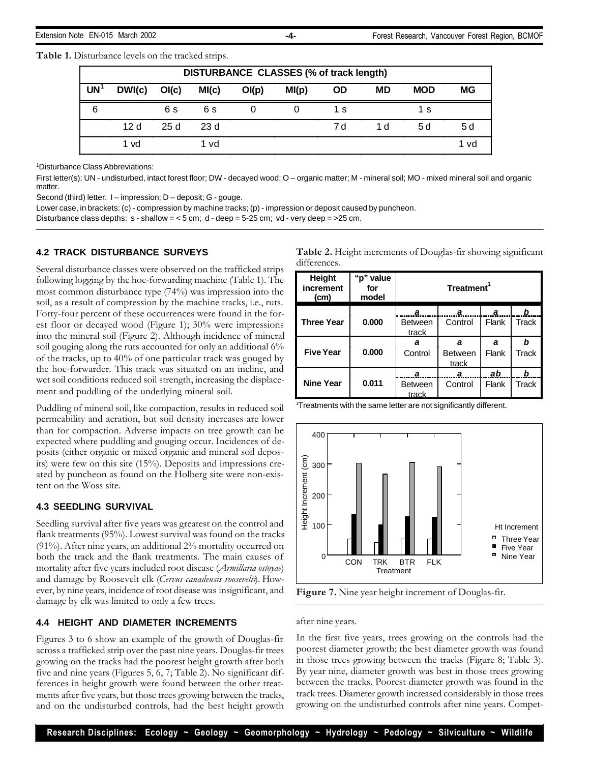**Table 1.** Disturbance levels on the tracked strips.

| DISTURBANCE CLASSES (% of track length) | | | | | | | | | |
|---|---|---|---|---|---|---|---|---|---|
| UN[1] | DWI(c) | OI(c) | MI(c) | OI(p) | MI(p) | OD | MD | MOD | MG |
| 6 | | 6 s | 6 s | 0 | 0 | 1 s | | 1 s | |
| | 12 d | 25 d | 23 d | | | 7 d | 1 d | 5 d | 5 d |
| | 1 vd | | 1 vd | | | | | | 1 vd |

[1]Disturbance Class Abbreviations:

First letter(s): UN - undisturbed, intact forest floor; DW - decayed wood; O – organic matter; M - mineral soil; MO - mixed mineral soil and organic matter.

Second (third) letter: I – impression; D – deposit; G - gouge.

Lower case, in brackets: (c) - compression by machine tracks; (p) - impression or deposit caused by puncheon.

Disturbance class depths: s - shallow = < 5 cm; d - deep = 5-25 cm; vd - very deep = >25 cm.

### 4.2 TRACK DISTURBANCE SURVEYS

Several disturbance classes were observed on the trafficked strips following logging by the hoe-forwarding machine (Table 1). The most common disturbance type (74%) was impression into the soil, as a result of compression by the machine tracks, i.e., ruts. Forty-four percent of these occurrences were found in the forest floor or decayed wood (Figure 1); 30% were impressions into the mineral soil (Figure 2). Although incidence of mineral soil gouging along the ruts accounted for only an additional 6% of the tracks, up to 40% of one particular track was gouged by the hoe-forwarder. This track was situated on an incline, and wet soil conditions reduced soil strength, increasing the displacement and puddling of the underlying mineral soil.

Puddling of mineral soil, like compaction, results in reduced soil permeability and aeration, but soil density increases are lower than for compaction. Adverse impacts on tree growth can be expected where puddling and gouging occur. Incidences of deposits (either organic or mixed organic and mineral soil deposits) were few on this site (15%). Deposits and impressions created by puncheon as found on the Holberg site were non-existent on the Woss site.

### 4.3 SEEDLING SURVIVAL

Seedling survival after five years was greatest on the control and flank treatments (95%). Lowest survival was found on the tracks (91%). After nine years, an additional 2% mortality occurred on both the track and the flank treatments. The main causes of mortality after five years included root disease (*Armillaria ostoyae*) and damage by Roosevelt elk (*Cervus canadensis roosevelti*). However, by nine years, incidence of root disease was insignificant, and damage by elk was limited to only a few trees.

### 4.4 HEIGHT AND DIAMETER INCREMENTS

Figures 3 to 6 show an example of the growth of Douglas-fir across a trafficked strip over the past nine years. Douglas-fir trees growing on the tracks had the poorest height growth after both five and nine years (Figures 5, 6, 7; Table 2). No significant differences in height growth were found between the other treatments after five years, but those trees growing between the tracks, and on the undisturbed controls, had the best height growth after nine years.

**Table 2.** Height increments of Douglas-fir showing significant differences.

| Height increment (cm) | "p" value for model | Treatment[1] | | | |
|---|---|---|---|---|---|
| Three Year | 0.000 | *a* Between track | *a* Control | *a* Flank | *b* Track |
| Five Year | 0.000 | *a* Control | *a* Between track | *a* Flank | *b* Track |
| Nine Year | 0.011 | *a* Between track | *a* Control | *ab* Flank | *b* Track |

[1]Treatments with the same letter are not significantly different.

**Figure 7.** Nine year height increment of Douglas-fir.

In the first five years, trees growing on the controls had the poorest diameter growth; the best diameter growth was found in those trees growing between the tracks (Figure 8; Table 3). By year nine, diameter growth was best in those trees growing between the tracks. Poorest diameter growth was found in the track trees. Diameter growth increased considerably in those trees growing on the undisturbed controls after nine years. Compet-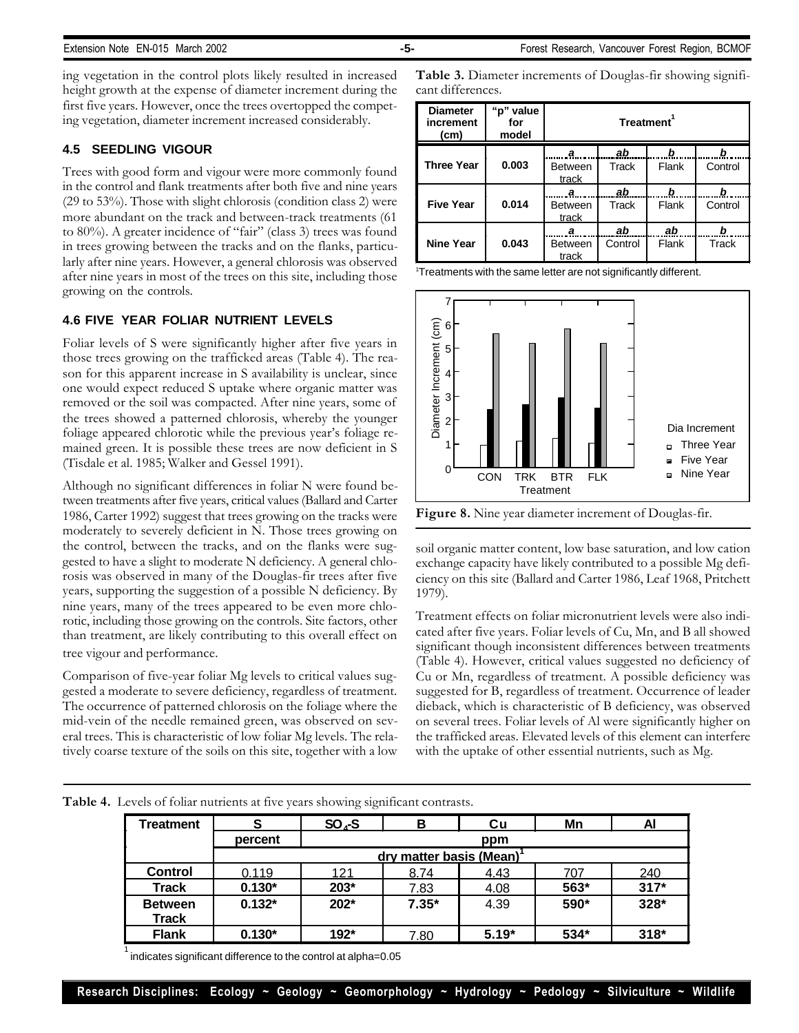ing vegetation in the control plots likely resulted in increased height growth at the expense of diameter increment during the first five years. However, once the trees overtopped the competing vegetation, diameter increment increased considerably.

### 4.5 SEEDLING VIGOUR

Trees with good form and vigour were more commonly found in the control and flank treatments after both five and nine years (29 to 53%). Those with slight chlorosis (condition class 2) were more abundant on the track and between-track treatments (61 to 80%). A greater incidence of "fair" (class 3) trees was found in trees growing between the tracks and on the flanks, particularly after nine years. However, a general chlorosis was observed after nine years in most of the trees on this site, including those growing on the controls.

### 4.6 FIVE YEAR FOLIAR NUTRIENT LEVELS

Foliar levels of S were significantly higher after five years in those trees growing on the trafficked areas (Table 4). The reason for this apparent increase in S availability is unclear, since one would expect reduced S uptake where organic matter was removed or the soil was compacted. After nine years, some of the trees showed a patterned chlorosis, whereby the younger foliage appeared chlorotic while the previous year's foliage remained green. It is possible these trees are now deficient in S (Tisdale et al. 1985; Walker and Gessel 1991).

Although no significant differences in foliar N were found between treatments after five years, critical values (Ballard and Carter 1986, Carter 1992) suggest that trees growing on the tracks were moderately to severely deficient in N. Those trees growing on the control, between the tracks, and on the flanks were suggested to have a slight to moderate N deficiency. A general chlorosis was observed in many of the Douglas-fir trees after five years, supporting the suggestion of a possible N deficiency. By nine years, many of the trees appeared to be even more chlorotic, including those growing on the controls. Site factors, other than treatment, are likely contributing to this overall effect on tree vigour and performance.

Comparison of five-year foliar Mg levels to critical values suggested a moderate to severe deficiency, regardless of treatment. The occurrence of patterned chlorosis on the foliage where the mid-vein of the needle remained green, was observed on several trees. This is characteristic of low foliar Mg levels. The relatively coarse texture of the soils on this site, together with a low soil organic matter content, low base saturation, and low cation exchange capacity have likely contributed to a possible Mg deficiency on this site (Ballard and Carter 1986, Leaf 1968, Pritchett 1979).

Treatment effects on foliar micronutrient levels were also indicated after five years. Foliar levels of Cu, Mn, and B all showed significant though inconsistent differences between treatments (Table 4). However, critical values suggested no deficiency of Cu or Mn, regardless of treatment. A possible deficiency was suggested for B, regardless of treatment. Occurrence of leader dieback, which is characteristic of B deficiency, was observed on several trees. Foliar levels of Al were significantly higher on the trafficked areas. Elevated levels of this element can interfere with the uptake of other essential nutrients, such as Mg.

**Table 3.** Diameter increments of Douglas-fir showing significant differences.

| Diameter increment (cm) | "p" value for model | Treatment[1] | | | |
|---|---|---|---|---|---|
| Three Year | 0.003 | *a* Between track | *ab* Track | *b* Flank | *b* Control |
| Five Year | 0.014 | *a* Between track | *ab* Track | *b* Flank | *b* Control |
| Nine Year | 0.043 | *a* Between track | *ab* Control | *ab* Flank | *b* Track |

[1]Treatments with the same letter are not significantly different.

**Figure 8.** Nine year diameter increment of Douglas-fir.

**Table 4.** Levels of foliar nutrients at five years showing significant contrasts.

| Treatment | S | $SO_4$-S | B | Cu | Mn | Al |
|---|---|---|---|---|---|---|
| | percent | ppm | | | | |
| | dry matter basis (Mean)[1] | | | | | |
| **Control** | 0.119 | 121 | 8.74 | 4.43 | 707 | 240 |
| **Track** | **0.130*** | **203*** | 7.83 | 4.08 | **563*** | **317*** |
| **Between Track** | **0.132*** | **202*** | **7.35*** | 4.39 | **590*** | **328*** |
| **Flank** | **0.130*** | **192*** | 7.80 | **5.19*** | **534*** | **318*** |

[1] indicates significant difference to the control at alpha=0.05

**Research Disciplines: Ecology ~ Geology ~ Geomorphology ~ Hydrology ~ Pedology ~ Silviculture ~ Wildlife**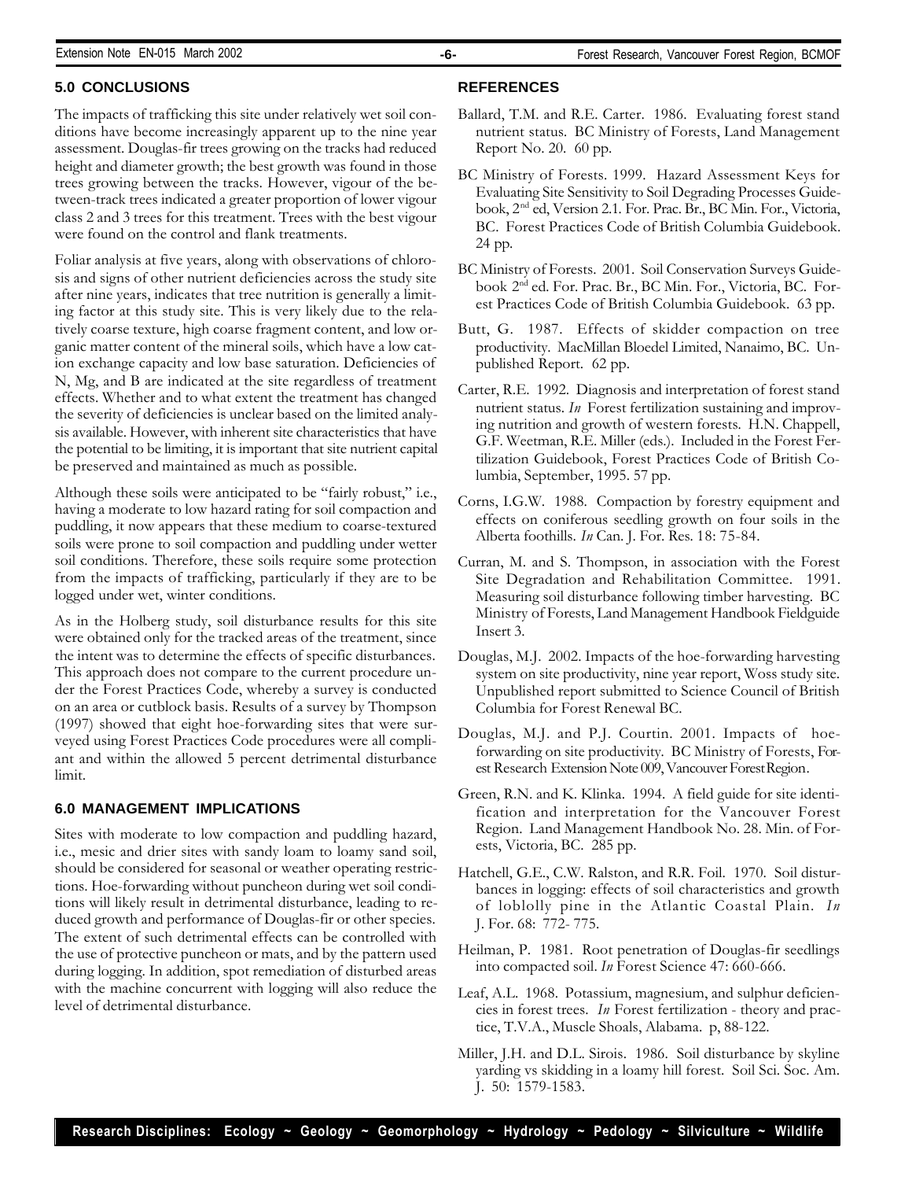## 5.0 CONCLUSIONS

The impacts of trafficking this site under relatively wet soil conditions have become increasingly apparent up to the nine year assessment. Douglas-fir trees growing on the tracks had reduced height and diameter growth; the best growth was found in those trees growing between the tracks. However, vigour of the between-track trees indicated a greater proportion of lower vigour class 2 and 3 trees for this treatment. Trees with the best vigour were found on the control and flank treatments.

Foliar analysis at five years, along with observations of chlorosis and signs of other nutrient deficiencies across the study site after nine years, indicates that tree nutrition is generally a limiting factor at this study site. This is very likely due to the relatively coarse texture, high coarse fragment content, and low organic matter content of the mineral soils, which have a low cation exchange capacity and low base saturation. Deficiencies of N, Mg, and B are indicated at the site regardless of treatment effects. Whether and to what extent the treatment has changed the severity of deficiencies is unclear based on the limited analysis available. However, with inherent site characteristics that have the potential to be limiting, it is important that site nutrient capital be preserved and maintained as much as possible.

Although these soils were anticipated to be "fairly robust," i.e., having a moderate to low hazard rating for soil compaction and puddling, it now appears that these medium to coarse-textured soils were prone to soil compaction and puddling under wetter soil conditions. Therefore, these soils require some protection from the impacts of trafficking, particularly if they are to be logged under wet, winter conditions.

As in the Holberg study, soil disturbance results for this site were obtained only for the tracked areas of the treatment, since the intent was to determine the effects of specific disturbances. This approach does not compare to the current procedure under the Forest Practices Code, whereby a survey is conducted on an area or cutblock basis. Results of a survey by Thompson (1997) showed that eight hoe-forwarding sites that were surveyed using Forest Practices Code procedures were all compliant and within the allowed 5 percent detrimental disturbance limit.

## 6.0 MANAGEMENT IMPLICATIONS

Sites with moderate to low compaction and puddling hazard, i.e., mesic and drier sites with sandy loam to loamy sand soil, should be considered for seasonal or weather operating restrictions. Hoe-forwarding without puncheon during wet soil conditions will likely result in detrimental disturbance, leading to reduced growth and performance of Douglas-fir or other species. The extent of such detrimental effects can be controlled with the use of protective puncheon or mats, and by the pattern used during logging. In addition, spot remediation of disturbed areas with the machine concurrent with logging will also reduce the level of detrimental disturbance.

## REFERENCES

Ballard, T.M. and R.E. Carter. 1986. Evaluating forest stand nutrient status. BC Ministry of Forests, Land Management Report No. 20. 60 pp.

BC Ministry of Forests. 1999. Hazard Assessment Keys for Evaluating Site Sensitivity to Soil Degrading Processes Guidebook, 2nd ed, Version 2.1. For. Prac. Br., BC Min. For., Victoria, BC. Forest Practices Code of British Columbia Guidebook. 24 pp.

BC Ministry of Forests. 2001. Soil Conservation Surveys Guidebook 2nd ed. For. Prac. Br., BC Min. For., Victoria, BC. Forest Practices Code of British Columbia Guidebook. 63 pp.

Butt, G. 1987. Effects of skidder compaction on tree productivity. MacMillan Bloedel Limited, Nanaimo, BC. Unpublished Report. 62 pp.

Carter, R.E. 1992. Diagnosis and interpretation of forest stand nutrient status. *In* Forest fertilization sustaining and improving nutrition and growth of western forests. H.N. Chappell, G.F. Weetman, R.E. Miller (eds.). Included in the Forest Fertilization Guidebook, Forest Practices Code of British Columbia, September, 1995. 57 pp.

Corns, I.G.W. 1988. Compaction by forestry equipment and effects on coniferous seedling growth on four soils in the Alberta foothills. *In* Can. J. For. Res. 18: 75-84.

Curran, M. and S. Thompson, in association with the Forest Site Degradation and Rehabilitation Committee. 1991. Measuring soil disturbance following timber harvesting. BC Ministry of Forests, Land Management Handbook Fieldguide Insert 3.

Douglas, M.J. 2002. Impacts of the hoe-forwarding harvesting system on site productivity, nine year report, Woss study site. Unpublished report submitted to Science Council of British Columbia for Forest Renewal BC.

Douglas, M.J. and P.J. Courtin. 2001. Impacts of hoe-forwarding on site productivity. BC Ministry of Forests, Forest Research Extension Note 009, Vancouver Forest Region.

Green, R.N. and K. Klinka. 1994. A field guide for site identification and interpretation for the Vancouver Forest Region. Land Management Handbook No. 28. Min. of Forests, Victoria, BC. 285 pp.

Hatchell, G.E., C.W. Ralston, and R.R. Foil. 1970. Soil disturbances in logging: effects of soil characteristics and growth of loblolly pine in the Atlantic Coastal Plain. *In* J. For. 68: 772- 775.

Heilman, P. 1981. Root penetration of Douglas-fir seedlings into compacted soil. *In* Forest Science 47: 660-666.

Leaf, A.L. 1968. Potassium, magnesium, and sulphur deficiencies in forest trees. *In* Forest fertilization - theory and practice, T.V.A., Muscle Shoals, Alabama. p, 88-122.

Miller, J.H. and D.L. Sirois. 1986. Soil disturbance by skyline yarding vs skidding in a loamy hill forest. Soil Sci. Soc. Am. J. 50: 1579-1583.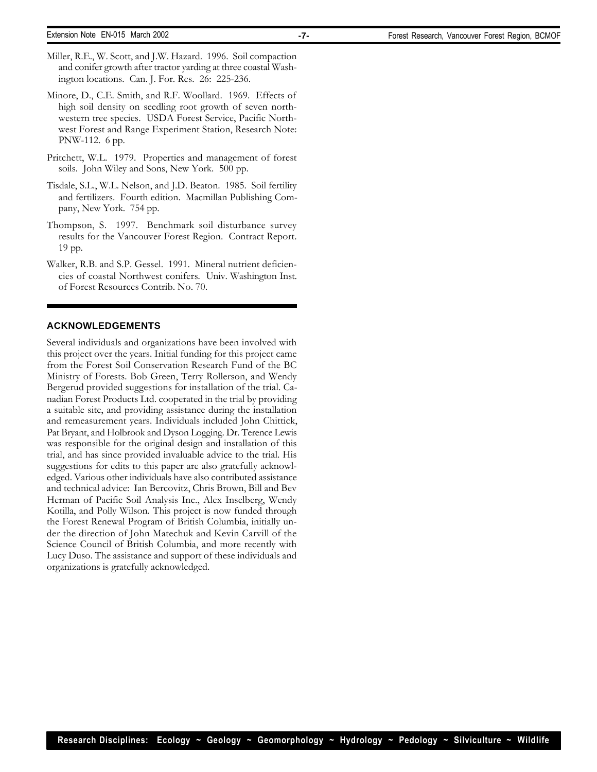Miller, R.E., W. Scott, and J.W. Hazard. 1996. Soil compaction and conifer growth after tractor yarding at three coastal Washington locations. Can. J. For. Res. 26: 225-236.

Minore, D., C.E. Smith, and R.F. Woollard. 1969. Effects of high soil density on seedling root growth of seven northwestern tree species. USDA Forest Service, Pacific Northwest Forest and Range Experiment Station, Research Note: PNW-112. 6 pp.

Pritchett, W.L. 1979. Properties and management of forest soils. John Wiley and Sons, New York. 500 pp.

Tisdale, S.L., W.L. Nelson, and J.D. Beaton. 1985. Soil fertility and fertilizers. Fourth edition. Macmillan Publishing Company, New York. 754 pp.

Thompson, S. 1997. Benchmark soil disturbance survey results for the Vancouver Forest Region. Contract Report. 19 pp.

Walker, R.B. and S.P. Gessel. 1991. Mineral nutrient deficiencies of coastal Northwest conifers. Univ. Washington Inst. of Forest Resources Contrib. No. 70.

## ACKNOWLEDGEMENTS

Several individuals and organizations have been involved with this project over the years. Initial funding for this project came from the Forest Soil Conservation Research Fund of the BC Ministry of Forests. Bob Green, Terry Rollerson, and Wendy Bergerud provided suggestions for installation of the trial. Canadian Forest Products Ltd. cooperated in the trial by providing a suitable site, and providing assistance during the installation and remeasurement years. Individuals included John Chittick, Pat Bryant, and Holbrook and Dyson Logging. Dr. Terence Lewis was responsible for the original design and installation of this trial, and has since provided invaluable advice to the trial. His suggestions for edits to this paper are also gratefully acknowledged. Various other individuals have also contributed assistance and technical advice: Ian Bercovitz, Chris Brown, Bill and Bev Herman of Pacific Soil Analysis Inc., Alex Inselberg, Wendy Kotilla, and Polly Wilson. This project is now funded through the Forest Renewal Program of British Columbia, initially under the direction of John Matechuk and Kevin Carvill of the Science Council of British Columbia, and more recently with Lucy Duso. The assistance and support of these individuals and organizations is gratefully acknowledged.